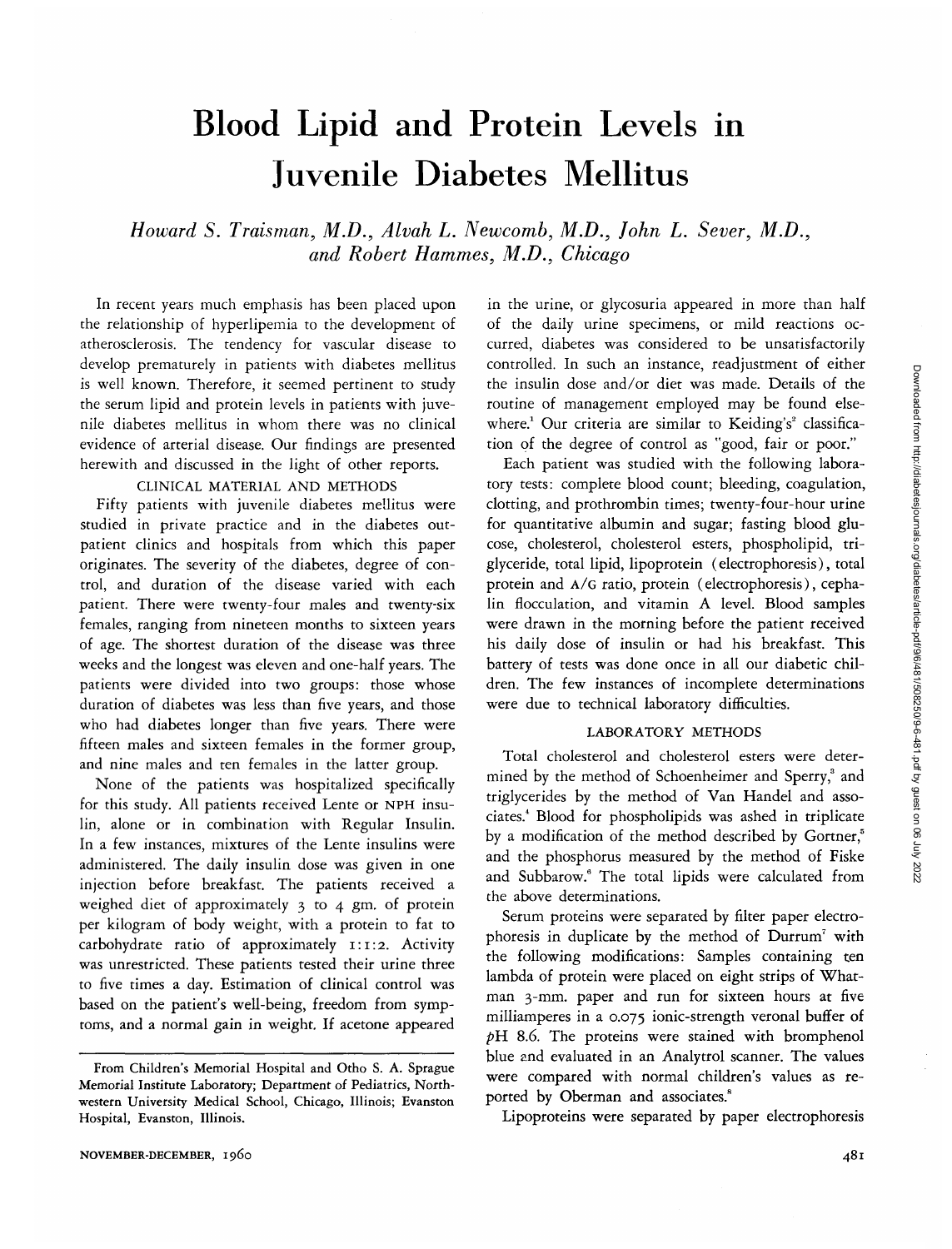# Blood Lipid and Protein Levels in Juvenile Diabetes Mellitus

*Howard S. Traisman, M.D., Alvah L. Newcomb, M.D., John L. Sever, M.D., and Robert Hammes, M.D., Chicago*

In recent years much emphasis has been placed upon the relationship of hyperlipemia to the development of atherosclerosis. The tendency for vascular disease to develop prematurely in patients with diabetes mellitus is well known. Therefore, it seemed pertinent to study the serum lipid and protein levels in patients with juvenile diabetes mellitus in whom there was no clinical evidence of arterial disease. Our findings are presented herewith and discussed in the light of other reports.

## CLINICAL MATERIAL AND METHODS

Fifty patients with juvenile diabetes mellitus were studied in private practice and in the diabetes outpatient clinics and hospitals from which this paper originates. The severity of the diabetes, degree of control, and duration of the disease varied with each patient. There were twenty-four males and twenty-six females, ranging from nineteen months to sixteen years of age. The shortest duration of the disease was three weeks and the longest was eleven and one-half years. The patients were divided into two groups: those whose duration of diabetes was less than five years, and those who had diabetes longer than five years. There were fifteen males and sixteen females in the former group, and nine males and ten females in the latter group.

None of the patients was hospitalized specifically for this study. All patients received Lente or NPH insulin, alone or in combination with Regular Insulin. In a few instances, mixtures of the Lente insulins were administered. The daily insulin dose was given in one injection before breakfast. The patients received a weighed diet of approximately 3 to 4 gm. of protein per kilogram of body weight, with a protein to fat to carbohydrate ratio of approximately 1:1:2. Activity was unrestricted. These patients tested their urine three to five times a day. Estimation of clinical control was based on the patient's well-being, freedom from symptoms, and a normal gain in weight. If acetone appeared in the urine, or glycosuria appeared in more than half of the daily urine specimens, or mild reactions occurred, diabetes was considered to be unsatisfactorily controlled. In such an instance, readjustment of either the insulin dose and/or diet was made. Details of the routine of management employed may be found elsewhere.[1] Our criteria are similar to Keiding's[2] classification of the degree of control as "good, fair or poor."

Each patient was studied with the following laboratory tests: complete blood count; bleeding, coagulation, clotting, and prothrombin times; twenty-four-hour urine for quantitative albumin and sugar; fasting blood glucose, cholesterol, cholesterol esters, phospholipid, triglyceride, total lipid, lipoprotein (electrophoresis), total protein and A/G ratio, protein (electrophoresis), cephalin flocculation, and vitamin A level. Blood samples were drawn in the morning before the patient received his daily dose of insulin or had his breakfast. This battery of tests was done once in all our diabetic children. The few instances of incomplete determinations were due to technical laboratory difficulties.

## LABORATORY METHODS

Total cholesterol and cholesterol esters were determined by the method of Schoenheimer and Sperry,[3] and triglycerides by the method of Van Handel and associates.[4] Blood for phospholipids was ashed in triplicate by a modification of the method described by Gortner,[5] and the phosphorus measured by the method of Fiske and Subbarow.[6] The total lipids were calculated from the above determinations.

Serum proteins were separated by filter paper electrophoresis in duplicate by the method of Durrum[7] with the following modifications: Samples containing ten lambda of protein were placed on eight strips of Whatman 3-mm. paper and run for sixteen hours at five milliamperes in a 0.075 ionic-strength veronal buffer of *p*H 8.6. The proteins were stained with bromphenol blue and evaluated in an Analytrol scanner. The values were compared with normal children's values as reported by Oberman and associates.[8]

Lipoproteins were separated by paper electrophoresis

From Children's Memorial Hospital and Otho S. A. Sprague Memorial Institute Laboratory; Department of Pediatrics, Northwestern University Medical School, Chicago, Illinois; Evanston Hospital, Evanston, Illinois.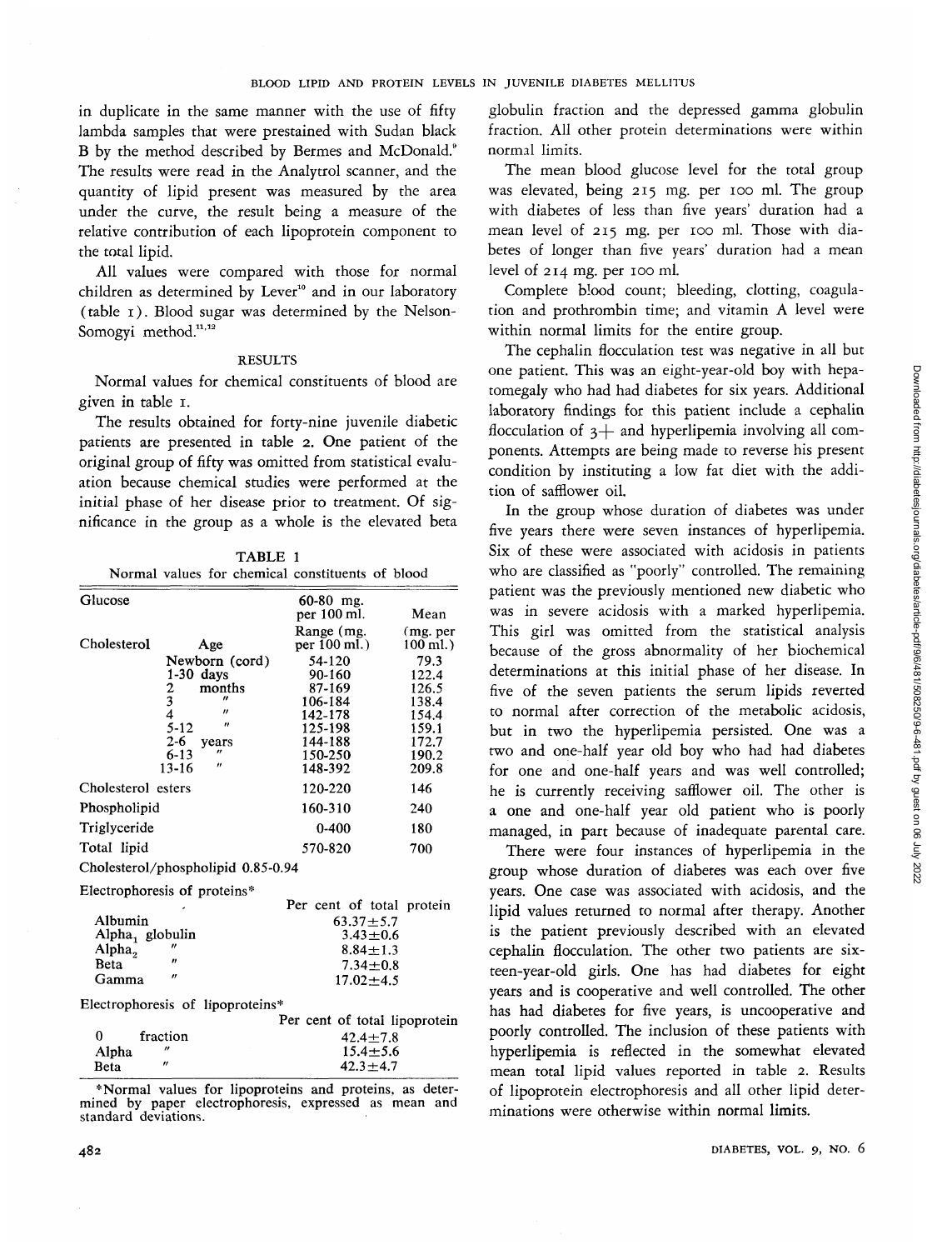in duplicate in the same manner with the use of fifty lambda samples that were prestained with Sudan black B by the method described by Bermes and McDonald.[9] The results were read in the Analytrol scanner, and the quantity of lipid present was measured by the area under the curve, the result being a measure of the relative contribution of each lipoprotein component to the total lipid.

All values were compared with those for normal children as determined by Lever[10] and in our laboratory (table 1). Blood sugar was determined by the Nelson-Somogyi method.[11,12]

## RESULTS

Normal values for chemical constituents of blood are given in table 1.

The results obtained for forty-nine juvenile diabetic patients are presented in table 2. One patient of the original group of fifty was omitted from statistical evaluation because chemical studies were performed at the initial phase of her disease prior to treatment. Of significance in the group as a whole is the elevated beta globulin fraction and the depressed gamma globulin fraction. All other protein determinations were within normal limits.

TABLE 1
Normal values for chemical constituents of blood

| | | | |
|---|---|---|---|
| Glucose | | 60-80 mg. per 100 ml. | Mean |
| Cholesterol | Age | Range (mg. per 100 ml.) | (mg. per 100 ml.) |
| | Newborn (cord) | 54-120 | 79.3 |
| | 1-30 days | 90-160 | 122.4 |
| | 2 months | 87-169 | 126.5 |
| | 3 " | 106-184 | 138.4 |
| | 4 " | 142-178 | 154.4 |
| | 5-12 " | 125-198 | 159.1 |
| | 2-6 years | 144-188 | 172.7 |
| | 6-13 " | 150-250 | 190.2 |
| | 13-16 " | 148-392 | 209.8 |
| Cholesterol esters | | 120-220 | 146 |
| Phospholipid | | 160-310 | 240 |
| Triglyceride | | 0-400 | 180 |
| Total lipid | | 570-820 | 700 |
| Cholesterol/phospholipid 0.85-0.94 | | | |
| Electrophoresis of proteins* | | Per cent of total protein | |
| Albumin | | 63.37±5.7 | |
| Alpha$_1$ globulin | | 3.43±0.6 | |
| Alpha$_2$ " | | 8.84±1.3 | |
| Beta " | | 7.34±0.8 | |
| Gamma " | | 17.02±4.5 | |
| Electrophoresis of lipoproteins* | | Per cent of total lipoprotein | |
| 0 fraction | | 42.4±7.8 | |
| Alpha " | | 15.4±5.6 | |
| Beta " | | 42.3±4.7 | |

*Normal values for lipoproteins and proteins, as determined by paper electrophoresis, expressed as mean and standard deviations.

The mean blood glucose level for the total group was elevated, being 215 mg. per 100 ml. The group with diabetes of less than five years' duration had a mean level of 215 mg. per 100 ml. Those with diabetes of longer than five years' duration had a mean level of 214 mg. per 100 ml.

Complete blood count; bleeding, clotting, coagulation and prothrombin time; and vitamin A level were within normal limits for the entire group.

The cephalin flocculation test was negative in all but one patient. This was an eight-year-old boy with hepatomegaly who had had diabetes for six years. Additional laboratory findings for this patient include a cephalin flocculation of 3+ and hyperlipemia involving all components. Attempts are being made to reverse his present condition by instituting a low fat diet with the addition of safflower oil.

In the group whose duration of diabetes was under five years there were seven instances of hyperlipemia. Six of these were associated with acidosis in patients who are classified as "poorly" controlled. The remaining patient was the previously mentioned new diabetic who was in severe acidosis with a marked hyperlipemia. This girl was omitted from the statistical analysis because of the gross abnormality of her biochemical determinations at this initial phase of her disease. In five of the seven patients the serum lipids reverted to normal after correction of the metabolic acidosis, but in two the hyperlipemia persisted. One was a two and one-half year old boy who had had diabetes for one and one-half years and was well controlled; he is currently receiving safflower oil. The other is a one and one-half year old patient who is poorly managed, in part because of inadequate parental care.

There were four instances of hyperlipemia in the group whose duration of diabetes was each over five years. One case was associated with acidosis, and the lipid values returned to normal after therapy. Another is the patient previously described with an elevated cephalin flocculation. The other two patients are sixteen-year-old girls. One has had diabetes for eight years and is cooperative and well controlled. The other has had diabetes for five years, is uncooperative and poorly controlled. The inclusion of these patients with hyperlipemia is reflected in the somewhat elevated mean total lipid values reported in table 2. Results of lipoprotein electrophoresis and all other lipid determinations were otherwise within normal limits.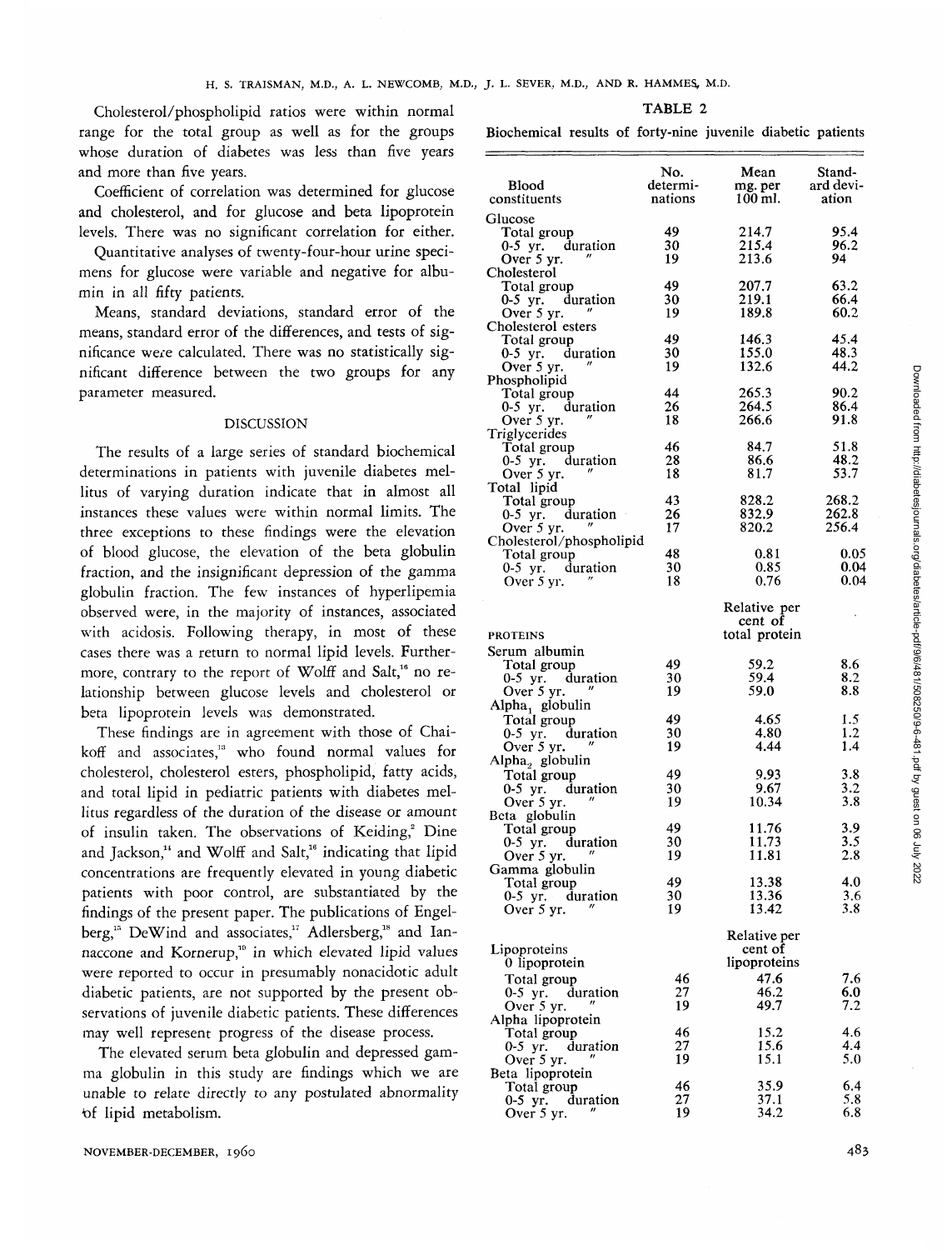Cholesterol/phospholipid ratios were within normal range for the total group as well as for the groups whose duration of diabetes was less than five years and more than five years.

Coefficient of correlation was determined for glucose and cholesterol, and for glucose and beta lipoprotein levels. There was no significant correlation for either.

Quantitative analyses of twenty-four-hour urine specimens for glucose were variable and negative for albumin in all fifty patients.

Means, standard deviations, standard error of the means, standard error of the differences, and tests of significance were calculated. There was no statistically significant difference between the two groups for any parameter measured.

## DISCUSSION

The results of a large series of standard biochemical determinations in patients with juvenile diabetes mellitus of varying duration indicate that in almost all instances these values were within normal limits. The three exceptions to these findings were the elevation of blood glucose, the elevation of the beta globulin fraction, and the insignificant depression of the gamma globulin fraction. The few instances of hyperlipemia observed were, in the majority of instances, associated with acidosis. Following therapy, in most of these cases there was a return to normal lipid levels. Furthermore, contrary to the report of Wolff and Salt,[16] no relationship between glucose levels and cholesterol or beta lipoprotein levels was demonstrated.

These findings are in agreement with those of Chaikoff and associates,[13] who found normal values for cholesterol, cholesterol esters, phospholipid, fatty acids, and total lipid in pediatric patients with diabetes mellitus regardless of the duration of the disease or amount of insulin taken. The observations of Keiding,[2] Dine and Jackson,[14] and Wolff and Salt,[16] indicating that lipid concentrations are frequently elevated in young diabetic patients with poor control, are substantiated by the findings of the present paper. The publications of Engelberg,[15] DeWind and associates,[17] Adlersberg,[18] and Iannaccone and Kornerup,[19] in which elevated lipid values were reported to occur in presumably nonacidotic adult diabetic patients, are not supported by the present observations of juvenile diabetic patients. These differences may well represent progress of the disease process.

The elevated serum beta globulin and depressed gamma globulin in this study are findings which we are unable to relate directly to any postulated abnormality of lipid metabolism.

TABLE 2

Biochemical results of forty-nine juvenile diabetic patients

| Blood constituents | No. determinations | Mean mg. per 100 ml. | Standard deviation |
|---|---|---|---|
| Glucose | | | |
| Total group | 49 | 214.7 | 95.4 |
| 0-5 yr. duration | 30 | 215.4 | 96.2 |
| Over 5 yr. " | 19 | 213.6 | 94 |
| Cholesterol | | | |
| Total group | 49 | 207.7 | 63.2 |
| 0-5 yr. duration | 30 | 219.1 | 66.4 |
| Over 5 yr. " | 19 | 189.8 | 60.2 |
| Cholesterol esters | | | |
| Total group | 49 | 146.3 | 45.4 |
| 0-5 yr. duration | 30 | 155.0 | 48.3 |
| Over 5 yr. " | 19 | 132.6 | 44.2 |
| Phospholipid | | | |
| Total group | 44 | 265.3 | 90.2 |
| 0-5 yr. duration | 26 | 264.5 | 86.4 |
| Over 5 yr. " | 18 | 266.6 | 91.8 |
| Triglycerides | | | |
| Total group | 46 | 84.7 | 51.8 |
| 0-5 yr. duration | 28 | 86.6 | 48.2 |
| Over 5 yr. " | 18 | 81.7 | 53.7 |
| Total lipid | | | |
| Total group | 43 | 828.2 | 268.2 |
| 0-5 yr. duration | 26 | 832.9 | 262.8 |
| Over 5 yr. " | 17 | 820.2 | 256.4 |
| Cholesterol/phospholipid | | | |
| Total group | 48 | 0.81 | 0.05 |
| 0-5 yr. duration | 30 | 0.85 | 0.04 |
| Over 5 yr. " | 18 | 0.76 | 0.04 |
| PROTEINS | | Relative per cent of total protein | |
| Serum albumin | | | |
| Total group | 49 | 59.2 | 8.6 |
| 0-5 yr. duration | 30 | 59.4 | 8.2 |
| Over 5 yr. " | 19 | 59.0 | 8.8 |
| Alpha$_1$ globulin | | | |
| Total group | 49 | 4.65 | 1.5 |
| 0-5 yr. duration | 30 | 4.80 | 1.2 |
| Over 5 yr. " | 19 | 4.44 | 1.4 |
| Alpha$_2$ globulin | | | |
| Total group | 49 | 9.93 | 3.8 |
| 0-5 yr. duration | 30 | 9.67 | 3.2 |
| Over 5 yr. " | 19 | 10.34 | 3.8 |
| Beta globulin | | | |
| Total group | 49 | 11.76 | 3.9 |
| 0-5 yr. duration | 30 | 11.73 | 3.5 |
| Over 5 yr. " | 19 | 11.81 | 2.8 |
| Gamma globulin | | | |
| Total group | 49 | 13.38 | 4.0 |
| 0-5 yr. duration | 30 | 13.36 | 3.6 |
| Over 5 yr. " | 19 | 13.42 | 3.8 |
| Lipoproteins | | Relative per cent of lipoproteins | |
| 0 lipoprotein | | | |
| Total group | 46 | 47.6 | 7.6 |
| 0-5 yr. duration | 27 | 46.2 | 6.0 |
| Over 5 yr. " | 19 | 49.7 | 7.2 |
| Alpha lipoprotein | | | |
| Total group | 46 | 15.2 | 4.6 |
| 0-5 yr. duration | 27 | 15.6 | 4.4 |
| Over 5 yr. " | 19 | 15.1 | 5.0 |
| Beta lipoprotein | | | |
| Total group | 46 | 35.9 | 6.4 |
| 0-5 yr. duration | 27 | 37.1 | 5.8 |
| Over 5 yr. " | 19 | 34.2 | 6.8 |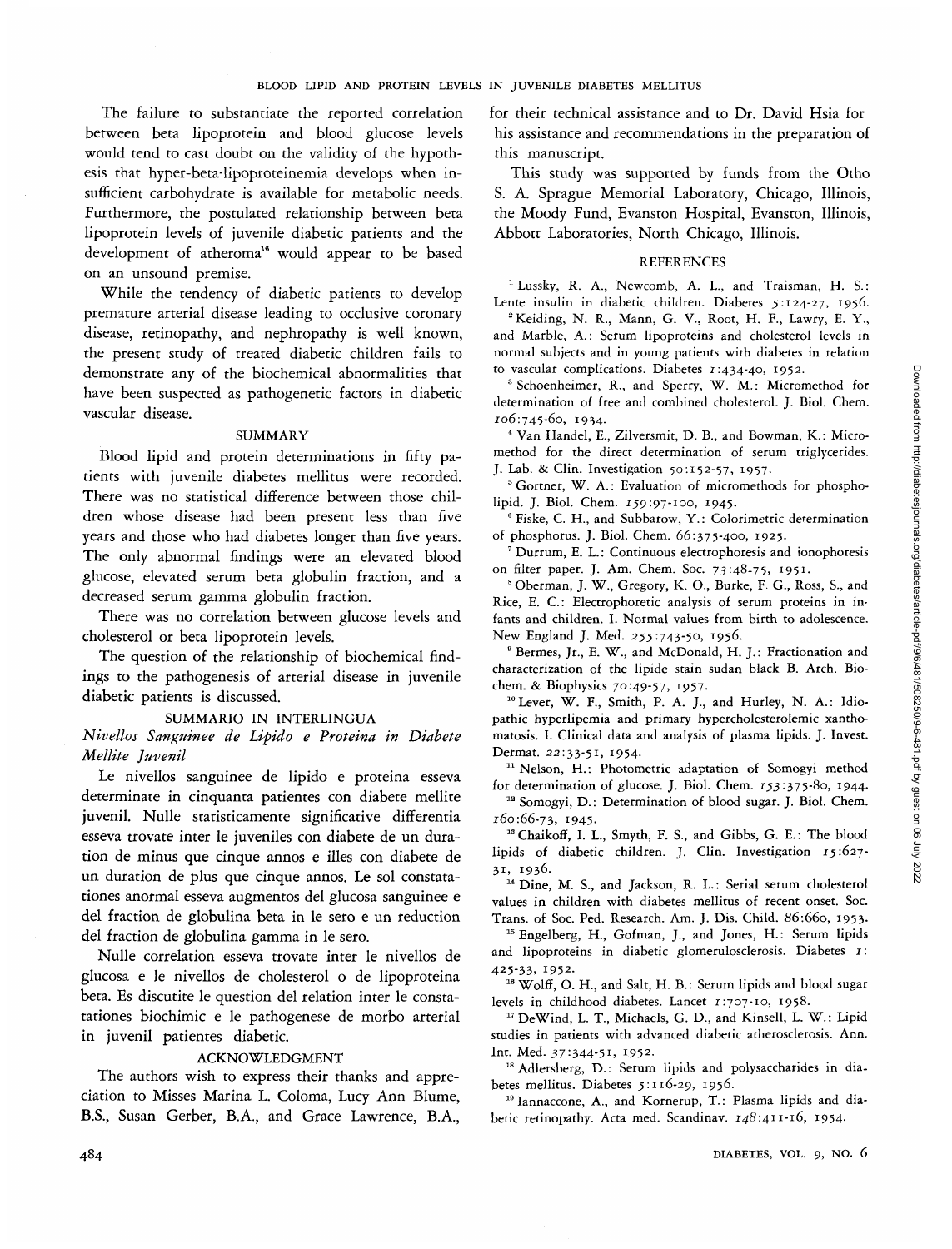The failure to substantiate the reported correlation between beta lipoprotein and blood glucose levels would tend to cast doubt on the validity of the hypothesis that hyper-beta-lipoproteinemia develops when insufficient carbohydrate is available for metabolic needs. Furthermore, the postulated relationship between beta lipoprotein levels of juvenile diabetic patients and the development of atheroma[16] would appear to be based on an unsound premise.

While the tendency of diabetic patients to develop premature arterial disease leading to occlusive coronary disease, retinopathy, and nephropathy is well known, the present study of treated diabetic children fails to demonstrate any of the biochemical abnormalities that have been suspected as pathogenetic factors in diabetic vascular disease.

## SUMMARY

Blood lipid and protein determinations in fifty patients with juvenile diabetes mellitus were recorded. There was no statistical difference between those children whose disease had been present less than five years and those who had diabetes longer than five years. The only abnormal findings were an elevated blood glucose, elevated serum beta globulin fraction, and a decreased serum gamma globulin fraction.

There was no correlation between glucose levels and cholesterol or beta lipoprotein levels.

The question of the relationship of biochemical findings to the pathogenesis of arterial disease in juvenile diabetic patients is discussed.

## SUMMARIO IN INTERLINGUA

### *Nivellos Sanguinee de Lipido e Proteina in Diabete Mellite Juvenil*

Le nivellos sanguinee de lipido e proteina esseva determinate in cinquanta patientes con diabete mellite juvenil. Nulle statisticamente significative differentia esseva trovate inter le juveniles con diabete de un duration de minus que cinque annos e illes con diabete de un duration de plus que cinque annos. Le sol constatationes anormal esseva augmentos del glucosa sanguinee e del fraction de globulina beta in le sero e un reduction del fraction de globulina gamma in le sero.

Nulle correlation esseva trovate inter le nivellos de glucosa e le nivellos de cholesterol o de lipoproteina beta. Es discutite le question del relation inter le constatationes biochimic e le pathogenese de morbo arterial in juvenil patientes diabetic.

## ACKNOWLEDGMENT

The authors wish to express their thanks and appreciation to Misses Marina L. Coloma, Lucy Ann Blume, B.S., Susan Gerber, B.A., and Grace Lawrence, B.A., for their technical assistance and to Dr. David Hsia for his assistance and recommendations in the preparation of this manuscript.

This study was supported by funds from the Otho S. A. Sprague Memorial Laboratory, Chicago, Illinois, the Moody Fund, Evanston Hospital, Evanston, Illinois, Abbott Laboratories, North Chicago, Illinois.

## REFERENCES

[1] Lussky, R. A., Newcomb, A. L., and Traisman, H. S.: Lente insulin in diabetic children. Diabetes *5*:124-27, 1956.

[2] Keiding, N. R., Mann, G. V., Root, H. F., Lawry, E. Y., and Marble, A.: Serum lipoproteins and cholesterol levels in normal subjects and in young patients with diabetes in relation to vascular complications. Diabetes *1*:434-40, 1952.

[3] Schoenheimer, R., and Sperry, W. M.: Micromethod for determination of free and combined cholesterol. J. Biol. Chem. *106*:745-60, 1934.

[4] Van Handel, E., Zilversmit, D. B., and Bowman, K.: Micromethod for the direct determination of serum triglycerides. J. Lab. & Clin. Investigation *50*:152-57, 1957.

[5] Gortner, W. A.: Evaluation of micromethods for phospholipid. J. Biol. Chem. *159*:97-100, 1945.

[6] Fiske, C. H., and Subbarow, Y.: Colorimetric determination of phosphorus. J. Biol. Chem. *66*:375-400, 1925.

[7] Durrum, E. L.: Continuous electrophoresis and ionophoresis on filter paper. J. Am. Chem. Soc. *73*:48-75, 1951.

[8] Oberman, J. W., Gregory, K. O., Burke, F. G., Ross, S., and Rice, E. C.: Electrophoretic analysis of serum proteins in infants and children. I. Normal values from birth to adolescence. New England J. Med. *255*:743-50, 1956.

[9] Bermes, Jr., E. W., and McDonald, H. J.: Fractionation and characterization of the lipide stain sudan black B. Arch. Biochem. & Biophysics *70*:49-57, 1957.

[10] Lever, W. F., Smith, P. A. J., and Hurley, N. A.: Idiopathic hyperlipemia and primary hypercholesterolemic xanthomatosis. I. Clinical data and analysis of plasma lipids. J. Invest. Dermat. *22*:33-51, 1954.

[11] Nelson, H.: Photometric adaptation of Somogyi method for determination of glucose. J. Biol. Chem. *153*:375-80, 1944.

[12] Somogyi, D.: Determination of blood sugar. J. Biol. Chem. *160*:66-73, 1945.

[13] Chaikoff, I. L., Smyth, F. S., and Gibbs, G. E.: The blood lipids of diabetic children. J. Clin. Investigation *15*:627-31, 1936.

[14] Dine, M. S., and Jackson, R. L.: Serial serum cholesterol values in children with diabetes mellitus of recent onset. Soc. Trans. of Soc. Ped. Research. Am. J. Dis. Child. *86*:660, 1953.

[15] Engelberg, H., Gofman, J., and Jones, H.: Serum lipids and lipoproteins in diabetic glomerulosclerosis. Diabetes *1*:425-33, 1952.

[16] Wolff, O. H., and Salt, H. B.: Serum lipids and blood sugar levels in childhood diabetes. Lancet *1*:707-10, 1958.

[17] DeWind, L. T., Michaels, G. D., and Kinsell, L. W.: Lipid studies in patients with advanced diabetic atherosclerosis. Ann. Int. Med. *37*:344-51, 1952.

[18] Adlersberg, D.: Serum lipids and polysaccharides in diabetes mellitus. Diabetes *5*:116-29, 1956.

[19] Iannaccone, A., and Kornerup, T.: Plasma lipids and diabetic retinopathy. Acta med. Scandinav. *148*:411-16, 1954.